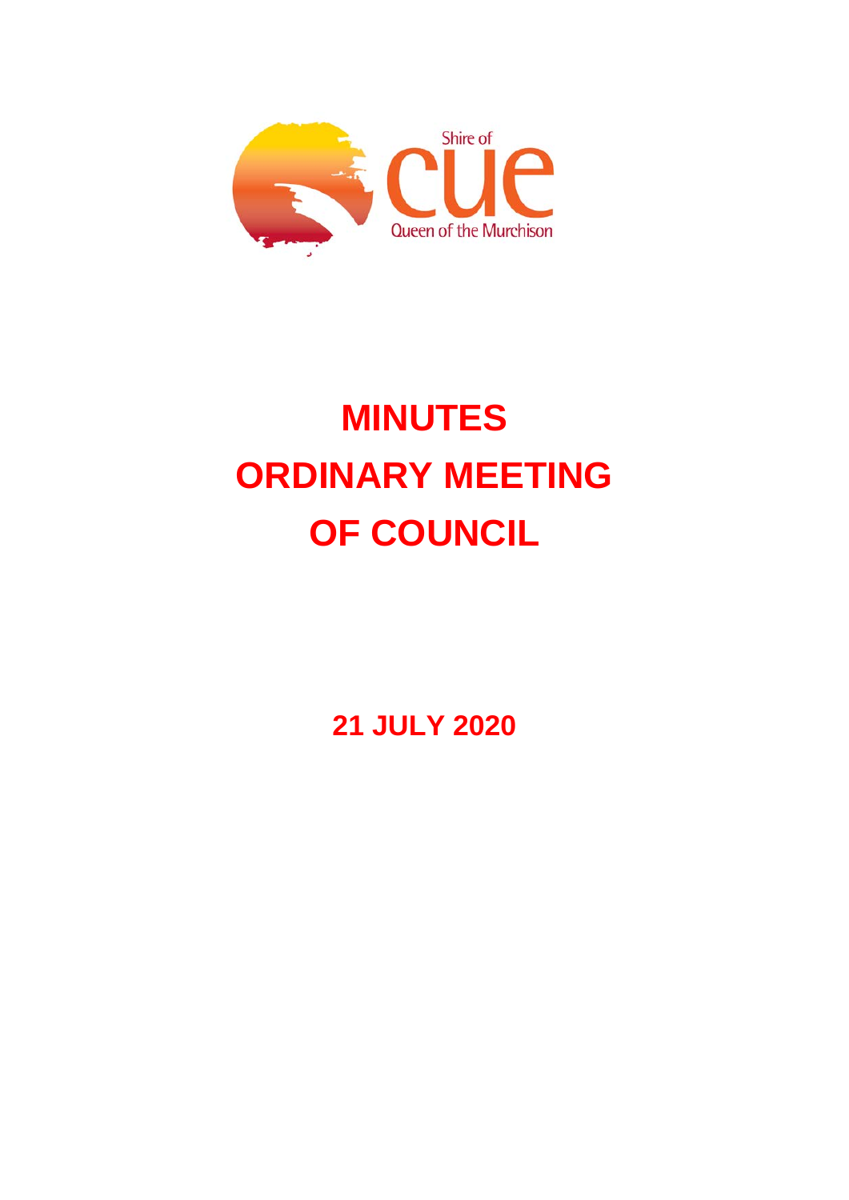Shire of

CUE

Queen of the Murchison

# MINUTES
# ORDINARY MEETING OF COUNCIL

**21 JULY 2020**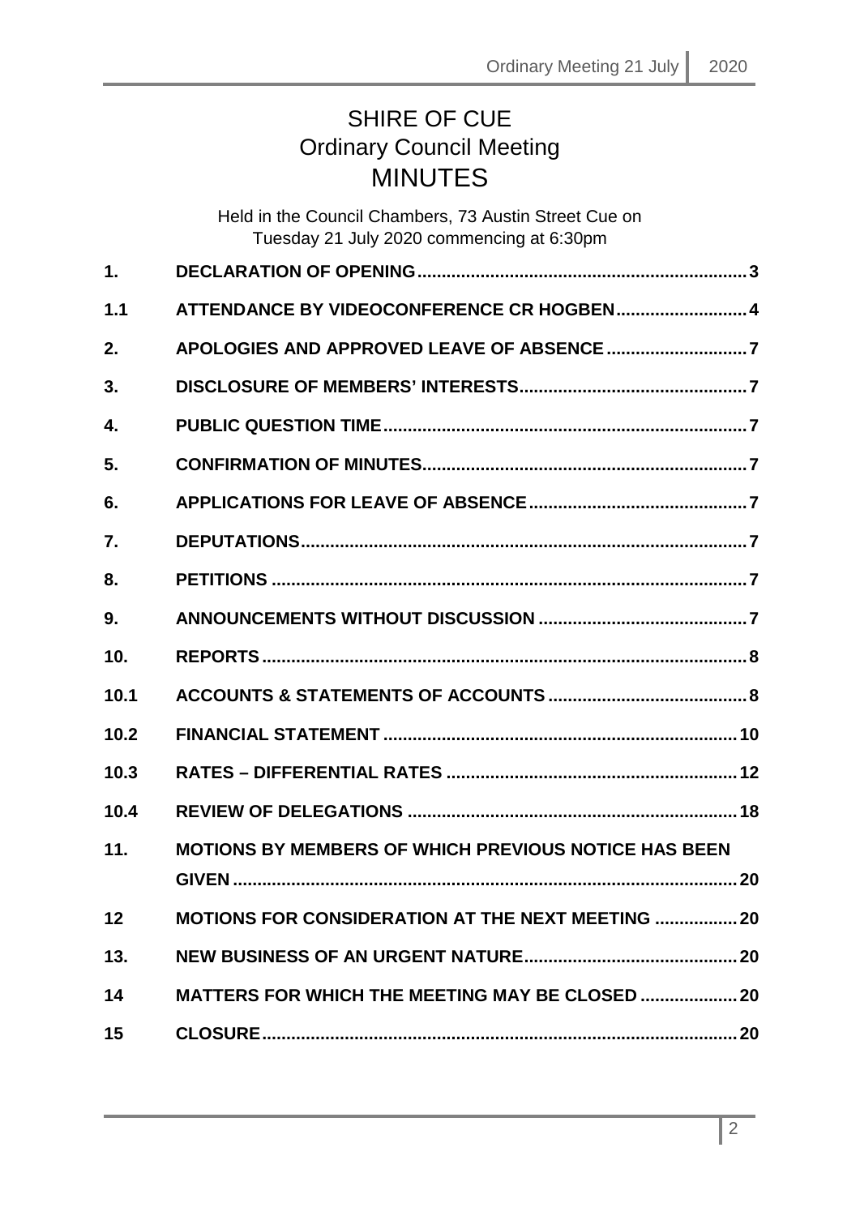# SHIRE OF CUE
## Ordinary Council Meeting
# MINUTES

Held in the Council Chambers, 73 Austin Street Cue on
Tuesday 21 July 2020 commencing at 6:30pm

| | | |
|---|---|---|
| **1.** | **DECLARATION OF OPENING** | **3** |
| **1.1** | **ATTENDANCE BY VIDEOCONFERENCE CR HOGBEN** | **4** |
| **2.** | **APOLOGIES AND APPROVED LEAVE OF ABSENCE** | **7** |
| **3.** | **DISCLOSURE OF MEMBERS' INTERESTS** | **7** |
| **4.** | **PUBLIC QUESTION TIME** | **7** |
| **5.** | **CONFIRMATION OF MINUTES** | **7** |
| **6.** | **APPLICATIONS FOR LEAVE OF ABSENCE** | **7** |
| **7.** | **DEPUTATIONS** | **7** |
| **8.** | **PETITIONS** | **7** |
| **9.** | **ANNOUNCEMENTS WITHOUT DISCUSSION** | **7** |
| **10.** | **REPORTS** | **8** |
| **10.1** | **ACCOUNTS & STATEMENTS OF ACCOUNTS** | **8** |
| **10.2** | **FINANCIAL STATEMENT** | **10** |
| **10.3** | **RATES – DIFFERENTIAL RATES** | **12** |
| **10.4** | **REVIEW OF DELEGATIONS** | **18** |
| **11.** | **MOTIONS BY MEMBERS OF WHICH PREVIOUS NOTICE HAS BEEN GIVEN** | **20** |
| **12** | **MOTIONS FOR CONSIDERATION AT THE NEXT MEETING** | **20** |
| **13.** | **NEW BUSINESS OF AN URGENT NATURE** | **20** |
| **14** | **MATTERS FOR WHICH THE MEETING MAY BE CLOSED** | **20** |
| **15** | **CLOSURE** | **20** |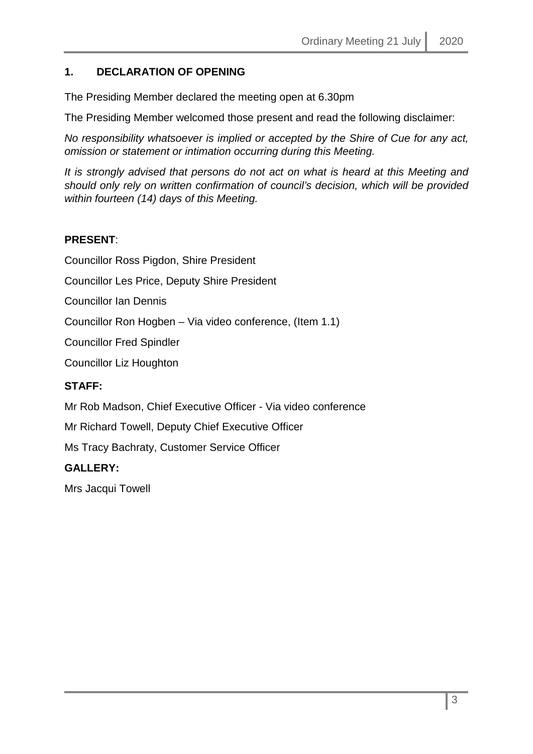## 1. DECLARATION OF OPENING

The Presiding Member declared the meeting open at 6.30pm

The Presiding Member welcomed those present and read the following disclaimer:

*No responsibility whatsoever is implied or accepted by the Shire of Cue for any act, omission or statement or intimation occurring during this Meeting.*

*It is strongly advised that persons do not act on what is heard at this Meeting and should only rely on written confirmation of council's decision, which will be provided within fourteen (14) days of this Meeting.*

**PRESENT**:

Councillor Ross Pigdon, Shire President

Councillor Les Price, Deputy Shire President

Councillor Ian Dennis

Councillor Ron Hogben – Via video conference, (Item 1.1)

Councillor Fred Spindler

Councillor Liz Houghton

**STAFF:**

Mr Rob Madson, Chief Executive Officer - Via video conference

Mr Richard Towell, Deputy Chief Executive Officer

Ms Tracy Bachraty, Customer Service Officer

**GALLERY:**

Mrs Jacqui Towell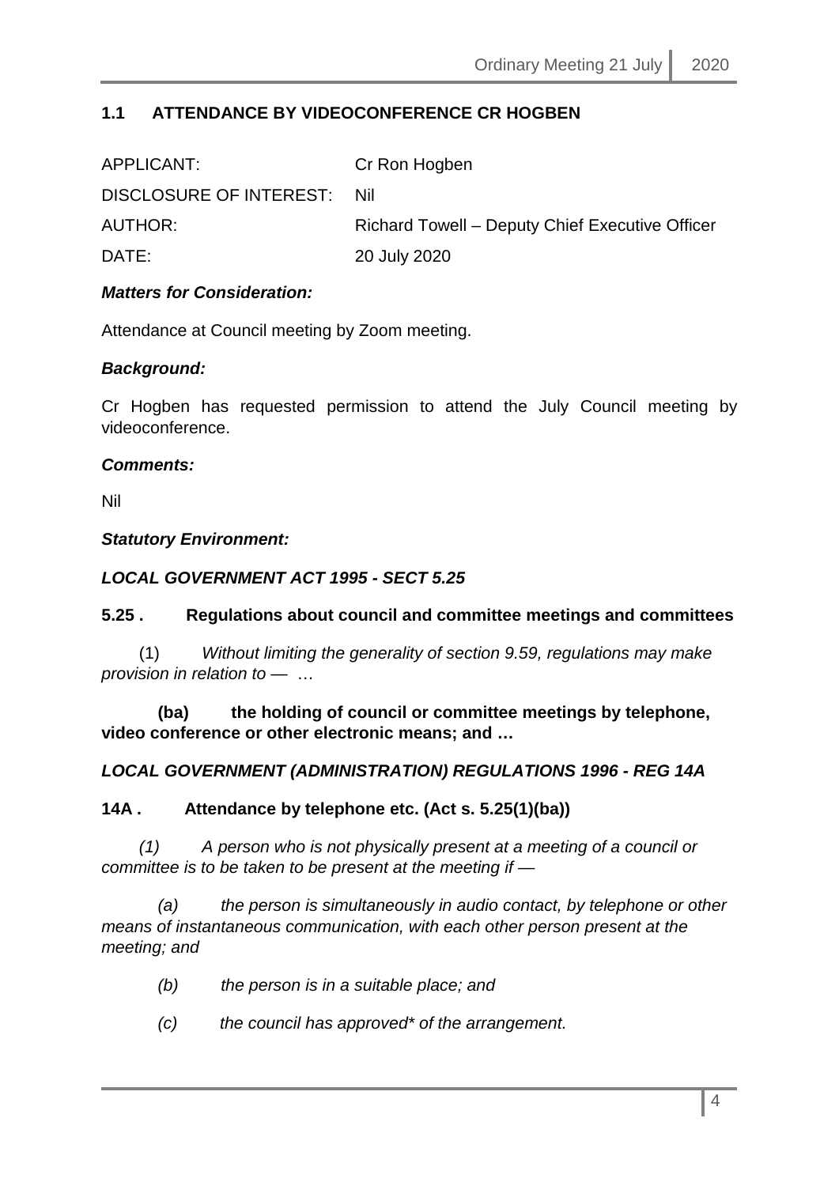## 1.1 ATTENDANCE BY VIDEOCONFERENCE CR HOGBEN

| | |
|---|---|
| APPLICANT: | Cr Ron Hogben |
| DISCLOSURE OF INTEREST: | Nil |
| AUTHOR: | Richard Towell – Deputy Chief Executive Officer |
| DATE: | 20 July 2020 |

***Matters for Consideration:***

Attendance at Council meeting by Zoom meeting.

***Background:***

Cr Hogben has requested permission to attend the July Council meeting by videoconference.

***Comments:***

Nil

***Statutory Environment:***

***LOCAL GOVERNMENT ACT 1995 - SECT 5.25***

**5.25 . Regulations about council and committee meetings and committees**

(1) *Without limiting the generality of section 9.59, regulations may make provision in relation to —* …

**(ba) the holding of council or committee meetings by telephone, video conference or other electronic means; and …**

***LOCAL GOVERNMENT (ADMINISTRATION) REGULATIONS 1996 - REG 14A***

**14A . Attendance by telephone etc. (Act s. 5.25(1)(ba))**

*(1) A person who is not physically present at a meeting of a council or committee is to be taken to be present at the meeting if —*

*(a) the person is simultaneously in audio contact, by telephone or other means of instantaneous communication, with each other person present at the meeting; and*

*(b) the person is in a suitable place; and*

*(c) the council has approved* of the arrangement.*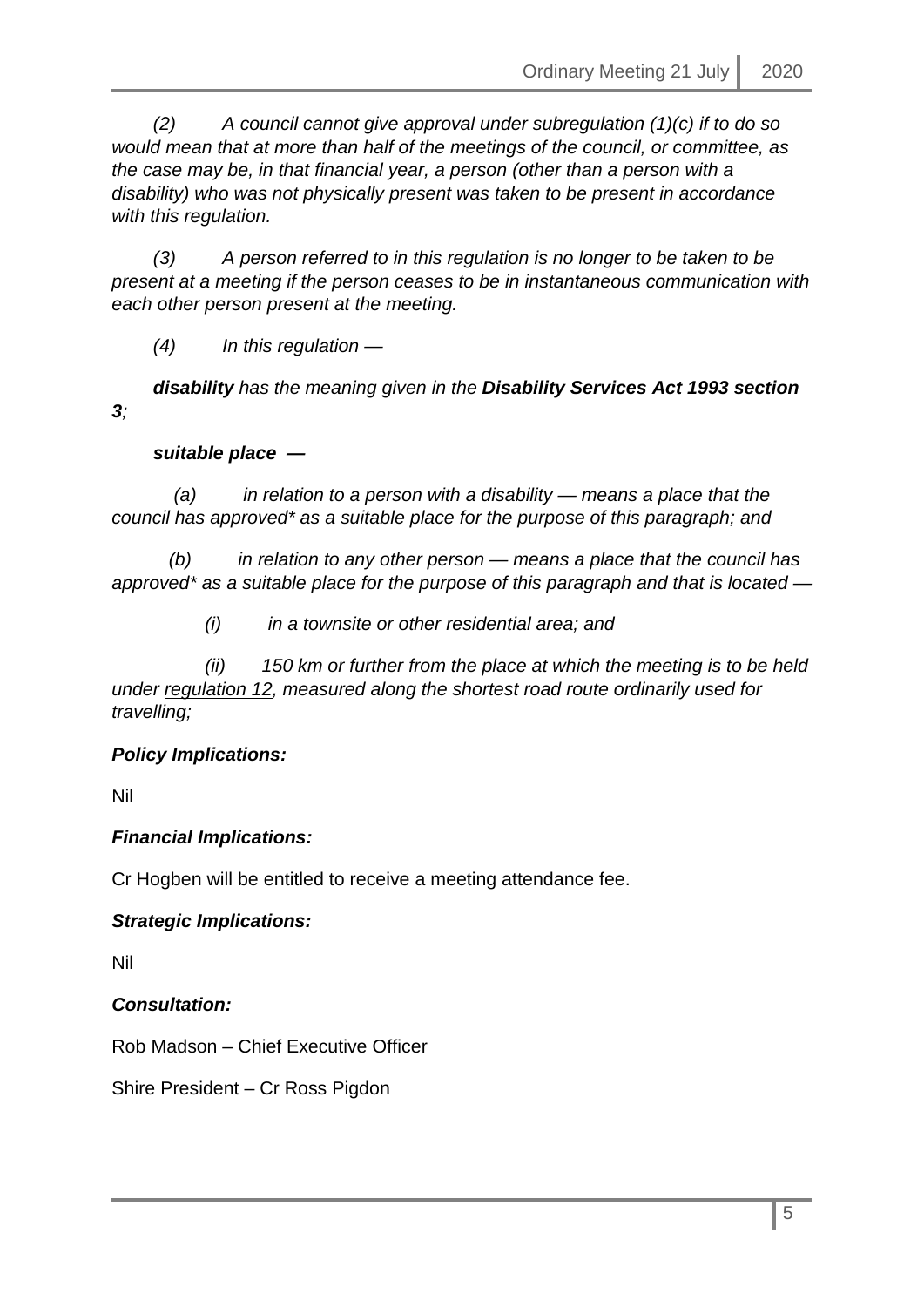*(2) A council cannot give approval under subregulation (1)(c) if to do so would mean that at more than half of the meetings of the council, or committee, as the case may be, in that financial year, a person (other than a person with a disability) who was not physically present was taken to be present in accordance with this regulation.*

*(3) A person referred to in this regulation is no longer to be taken to be present at a meeting if the person ceases to be in instantaneous communication with each other person present at the meeting.*

*(4) In this regulation —*

***disability** has the meaning given in the **Disability Services Act 1993 section 3**;*

***suitable place —***

*(a) in relation to a person with a disability — means a place that the council has approved* as a suitable place for the purpose of this paragraph; and*

*(b) in relation to any other person — means a place that the council has approved* as a suitable place for the purpose of this paragraph and that is located —*

*(i) in a townsite or other residential area; and*

*(ii) 150 km or further from the place at which the meeting is to be held under <u>regulation 12</u>, measured along the shortest road route ordinarily used for travelling;*

***Policy Implications:***

Nil

***Financial Implications:***

Cr Hogben will be entitled to receive a meeting attendance fee.

***Strategic Implications:***

Nil

***Consultation:***

Rob Madson – Chief Executive Officer

Shire President – Cr Ross Pigdon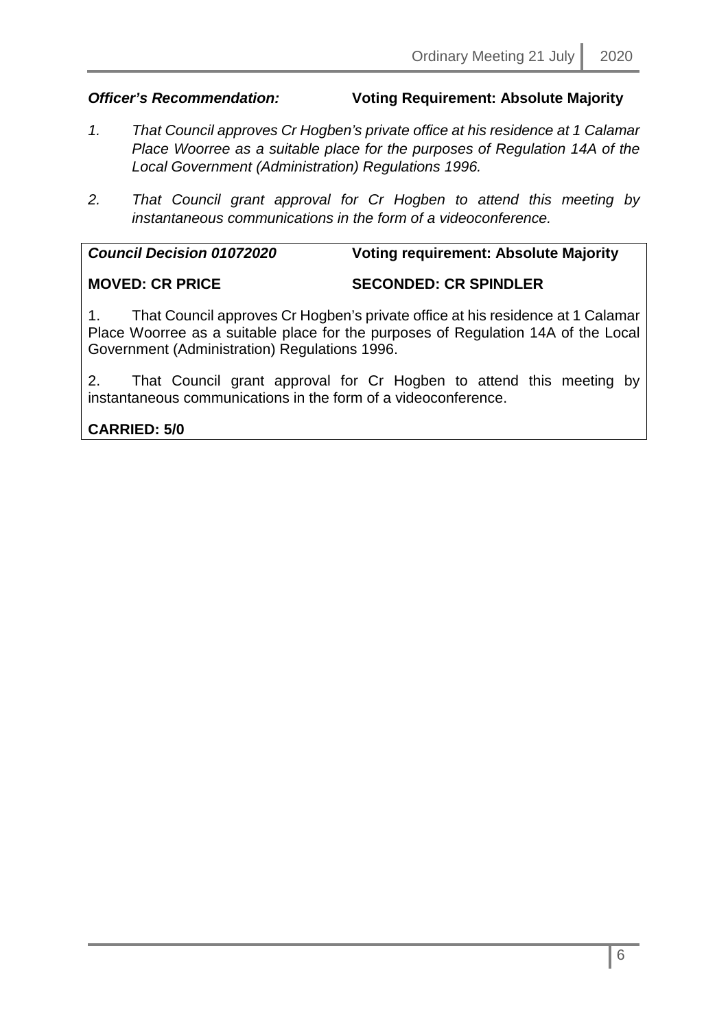***Officer's Recommendation:*** **Voting Requirement: Absolute Majority**

1. *That Council approves Cr Hogben's private office at his residence at 1 Calamar Place Woorree as a suitable place for the purposes of Regulation 14A of the Local Government (Administration) Regulations 1996.*

2. *That Council grant approval for Cr Hogben to attend this meeting by instantaneous communications in the form of a videoconference.*

***Council Decision 01072020*** **Voting requirement: Absolute Majority**

**MOVED: CR PRICE** **SECONDED: CR SPINDLER**

1. That Council approves Cr Hogben's private office at his residence at 1 Calamar Place Woorree as a suitable place for the purposes of Regulation 14A of the Local Government (Administration) Regulations 1996.

2. That Council grant approval for Cr Hogben to attend this meeting by instantaneous communications in the form of a videoconference.

**CARRIED: 5/0**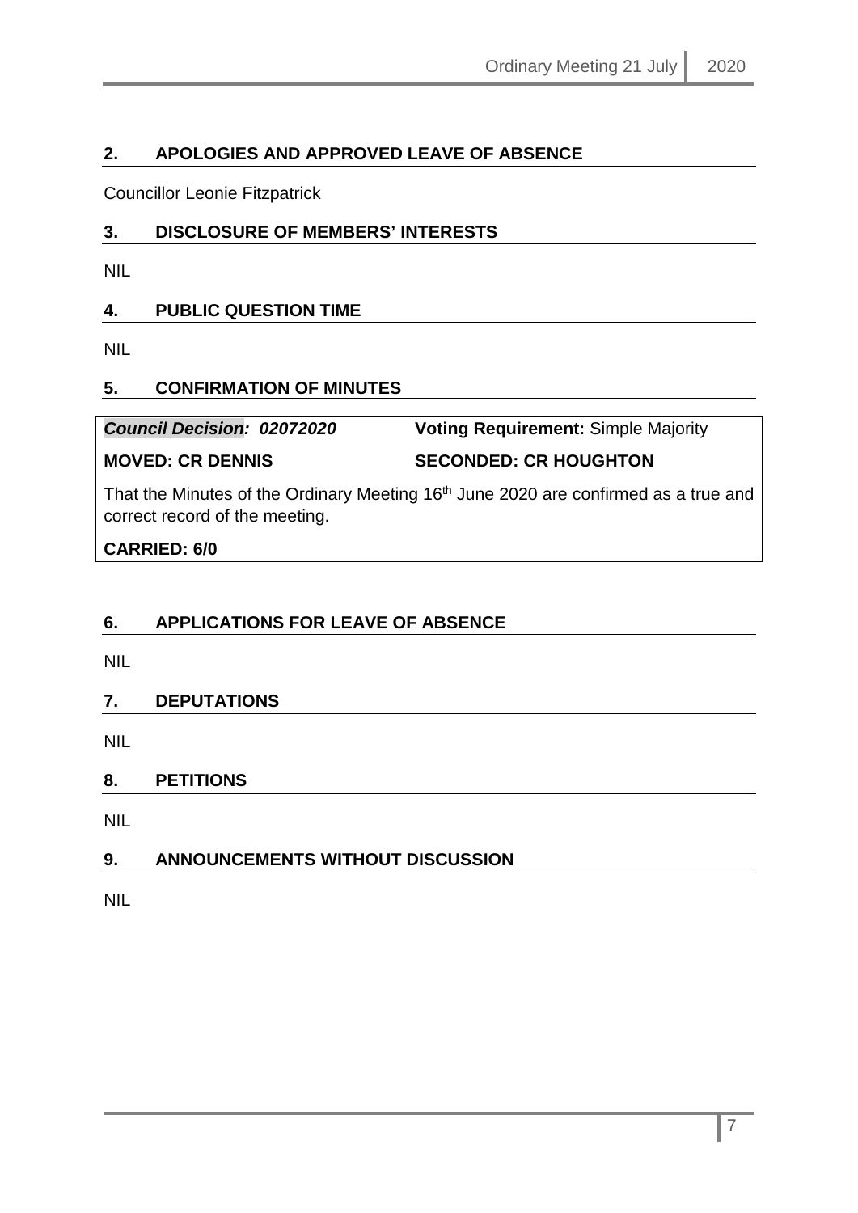## 2. APOLOGIES AND APPROVED LEAVE OF ABSENCE

Councillor Leonie Fitzpatrick

## 3. DISCLOSURE OF MEMBERS' INTERESTS

NIL

## 4. PUBLIC QUESTION TIME

NIL

## 5. CONFIRMATION OF MINUTES

| ***Council Decision: 02072020*** | **Voting Requirement:** Simple Majority |
| --- | --- |
| **MOVED: CR DENNIS** | **SECONDED: CR HOUGHTON** |

That the Minutes of the Ordinary Meeting 16th June 2020 are confirmed as a true and correct record of the meeting.

**CARRIED: 6/0**

## 6. APPLICATIONS FOR LEAVE OF ABSENCE

NIL

## 7. DEPUTATIONS

NIL

## 8. PETITIONS

NIL

## 9. ANNOUNCEMENTS WITHOUT DISCUSSION

NIL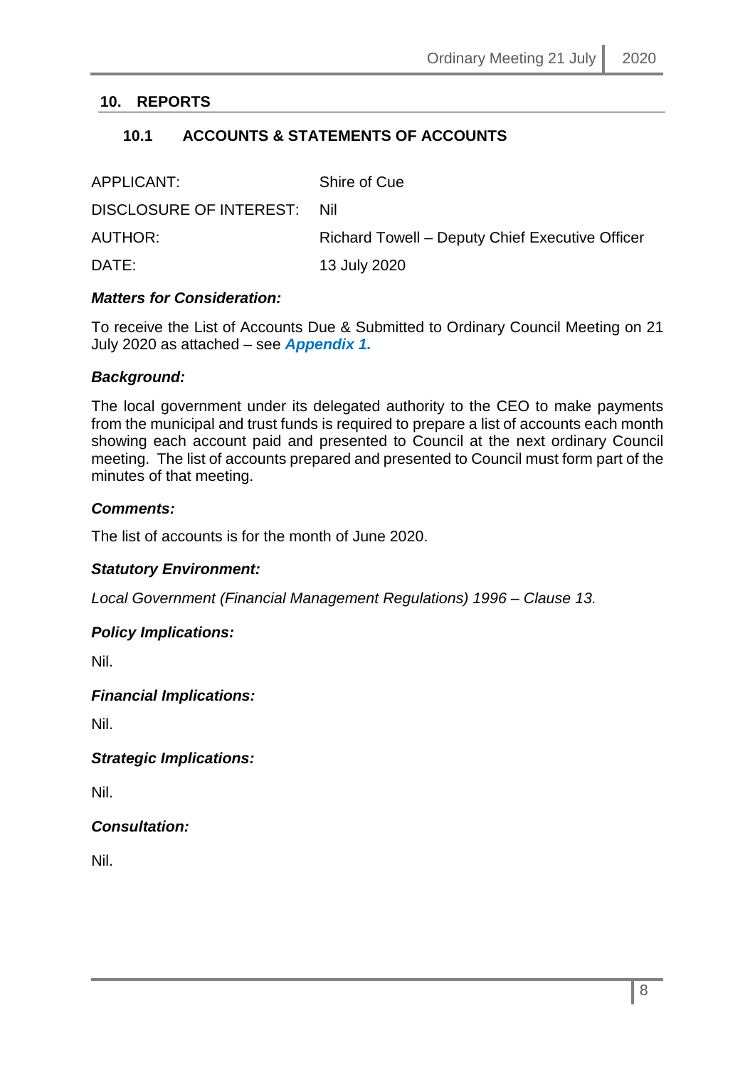## 10. REPORTS

### 10.1 ACCOUNTS & STATEMENTS OF ACCOUNTS

| | |
|---|---|
| APPLICANT: | Shire of Cue |
| DISCLOSURE OF INTEREST: | Nil |
| AUTHOR: | Richard Towell – Deputy Chief Executive Officer |
| DATE: | 13 July 2020 |

***Matters for Consideration:***

To receive the List of Accounts Due & Submitted to Ordinary Council Meeting on 21 July 2020 as attached – see ***Appendix 1.***

***Background:***

The local government under its delegated authority to the CEO to make payments from the municipal and trust funds is required to prepare a list of accounts each month showing each account paid and presented to Council at the next ordinary Council meeting. The list of accounts prepared and presented to Council must form part of the minutes of that meeting.

***Comments:***

The list of accounts is for the month of June 2020.

***Statutory Environment:***

*Local Government (Financial Management Regulations) 1996 – Clause 13.*

***Policy Implications:***

Nil.

***Financial Implications:***

Nil.

***Strategic Implications:***

Nil.

***Consultation:***

Nil.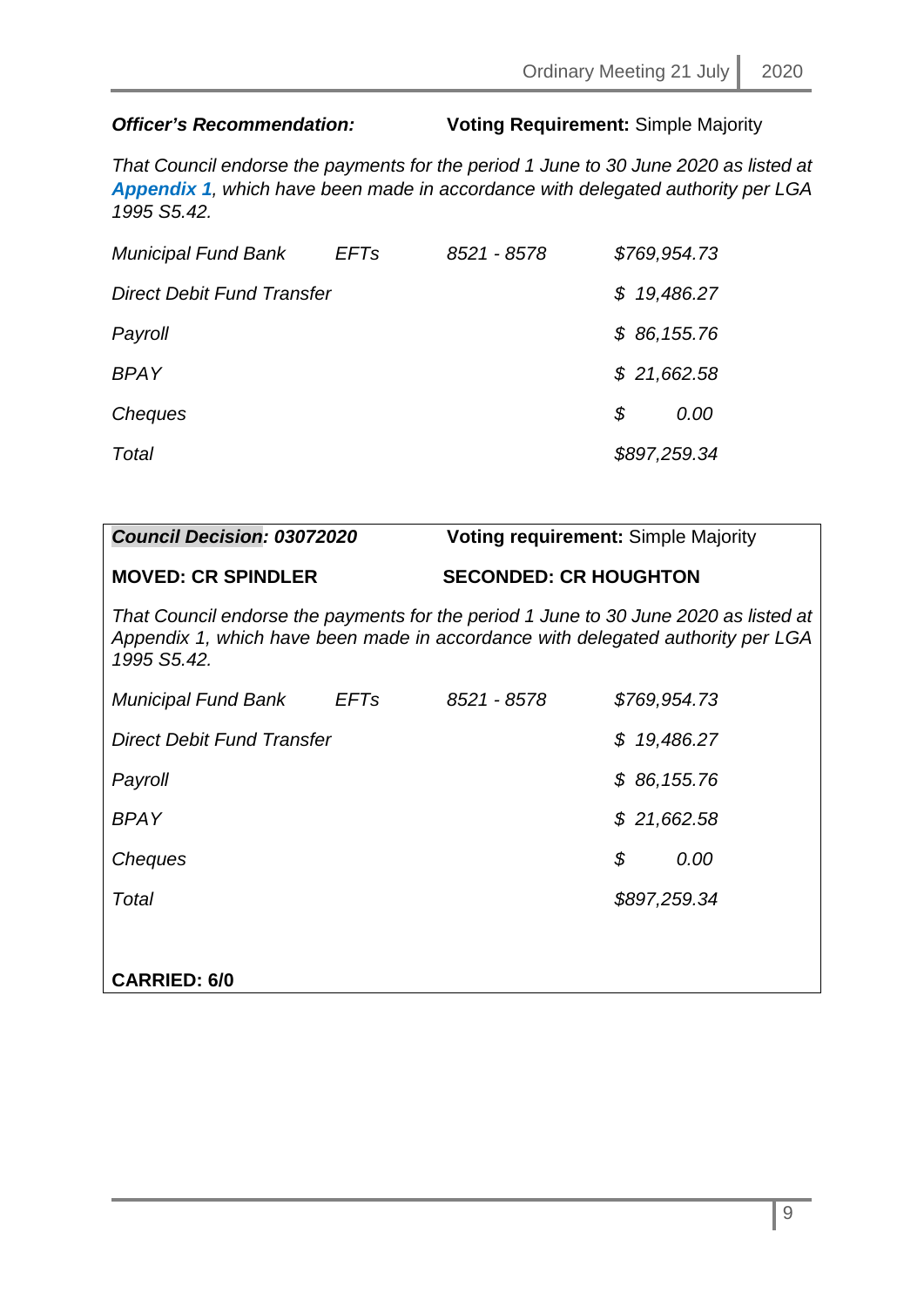***Officer's Recommendation:*** **Voting Requirement:** Simple Majority

*That Council endorse the payments for the period 1 June to 30 June 2020 as listed at* ***Appendix 1****, which have been made in accordance with delegated authority per LGA 1995 S5.42.*

| | | | |
|---|---|---|---|
| *Municipal Fund Bank* | *EFTs* | *8521 - 8578* | *$769,954.73* |
| *Direct Debit Fund Transfer* | | | *$ 19,486.27* |
| *Payroll* | | | *$ 86,155.76* |
| *BPAY* | | | *$ 21,662.58* |
| *Cheques* | | | *$ 0.00* |
| *Total* | | | *$897,259.34* |

***Council Decision: 03072020*** **Voting requirement:** Simple Majority

**MOVED: CR SPINDLER** **SECONDED: CR HOUGHTON**

*That Council endorse the payments for the period 1 June to 30 June 2020 as listed at Appendix 1, which have been made in accordance with delegated authority per LGA 1995 S5.42.*

| | | | |
|---|---|---|---|
| *Municipal Fund Bank* | *EFTs* | *8521 - 8578* | *$769,954.73* |
| *Direct Debit Fund Transfer* | | | *$ 19,486.27* |
| *Payroll* | | | *$ 86,155.76* |
| *BPAY* | | | *$ 21,662.58* |
| *Cheques* | | | *$ 0.00* |
| *Total* | | | *$897,259.34* |

**CARRIED: 6/0**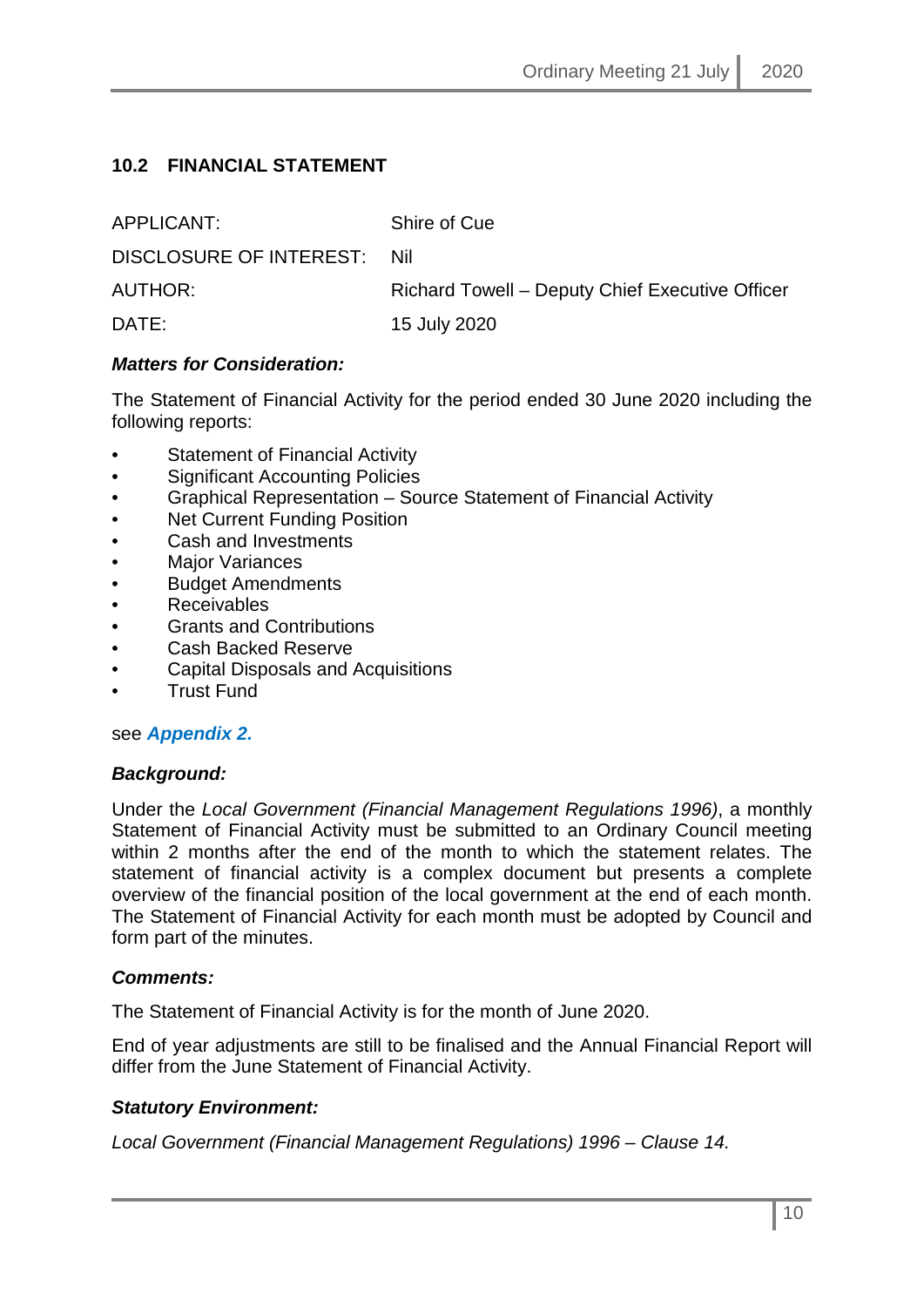## 10.2 FINANCIAL STATEMENT

| | |
|---|---|
| APPLICANT: | Shire of Cue |
| DISCLOSURE OF INTEREST: | Nil |
| AUTHOR: | Richard Towell – Deputy Chief Executive Officer |
| DATE: | 15 July 2020 |

***Matters for Consideration:***

The Statement of Financial Activity for the period ended 30 June 2020 including the following reports:

- Statement of Financial Activity
- Significant Accounting Policies
- Graphical Representation – Source Statement of Financial Activity
- Net Current Funding Position
- Cash and Investments
- Major Variances
- Budget Amendments
- Receivables
- Grants and Contributions
- Cash Backed Reserve
- Capital Disposals and Acquisitions
- Trust Fund

see ***Appendix 2.***

***Background:***

Under the *Local Government (Financial Management Regulations 1996)*, a monthly Statement of Financial Activity must be submitted to an Ordinary Council meeting within 2 months after the end of the month to which the statement relates. The statement of financial activity is a complex document but presents a complete overview of the financial position of the local government at the end of each month. The Statement of Financial Activity for each month must be adopted by Council and form part of the minutes.

***Comments:***

The Statement of Financial Activity is for the month of June 2020.

End of year adjustments are still to be finalised and the Annual Financial Report will differ from the June Statement of Financial Activity.

***Statutory Environment:***

*Local Government (Financial Management Regulations) 1996 – Clause 14.*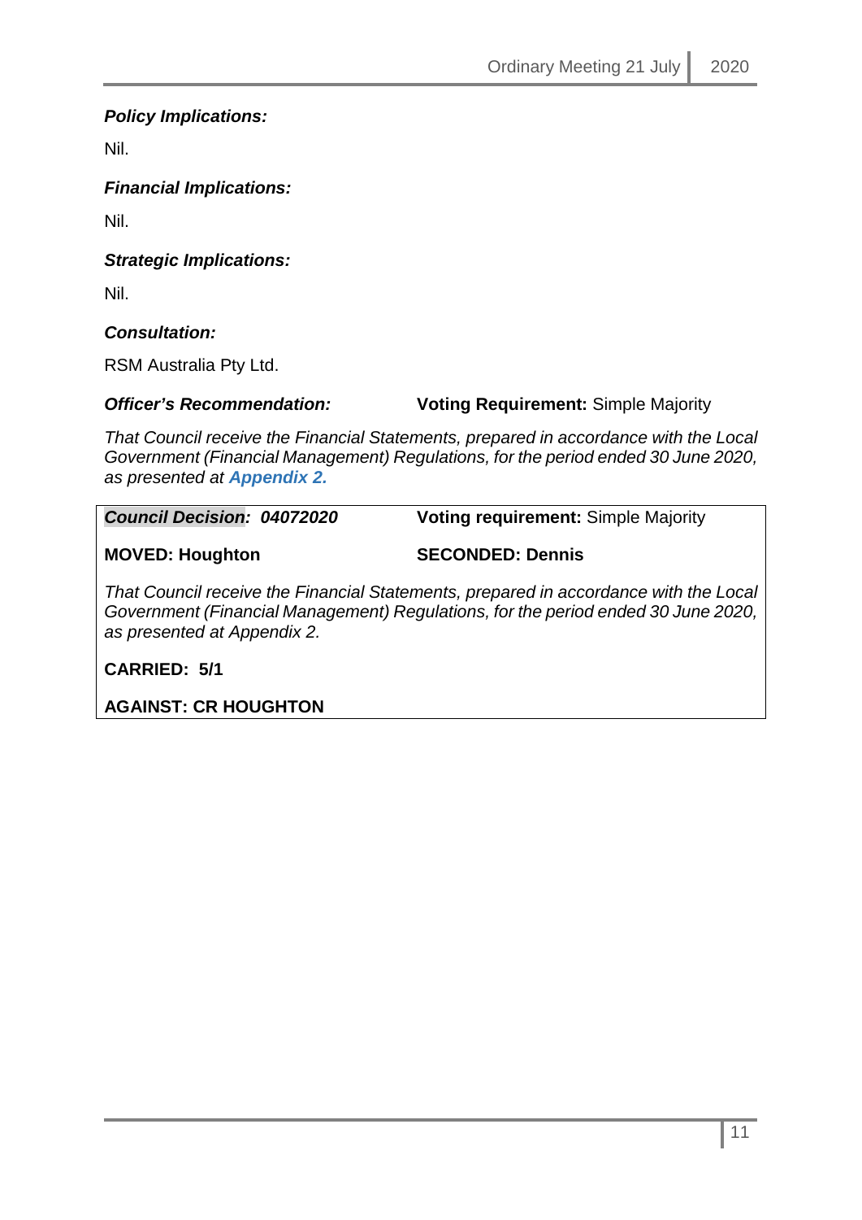***Policy Implications:***

Nil.

***Financial Implications:***

Nil.

***Strategic Implications:***

Nil.

***Consultation:***

RSM Australia Pty Ltd.

***Officer's Recommendation:*** **Voting Requirement:** Simple Majority

*That Council receive the Financial Statements, prepared in accordance with the Local Government (Financial Management) Regulations, for the period ended 30 June 2020, as presented at* ***Appendix 2.***

***Council Decision:*** ***04072020*** **Voting requirement:** Simple Majority

**MOVED: Houghton** **SECONDED: Dennis**

*That Council receive the Financial Statements, prepared in accordance with the Local Government (Financial Management) Regulations, for the period ended 30 June 2020, as presented at Appendix 2.*

**CARRIED: 5/1**

**AGAINST: CR HOUGHTON**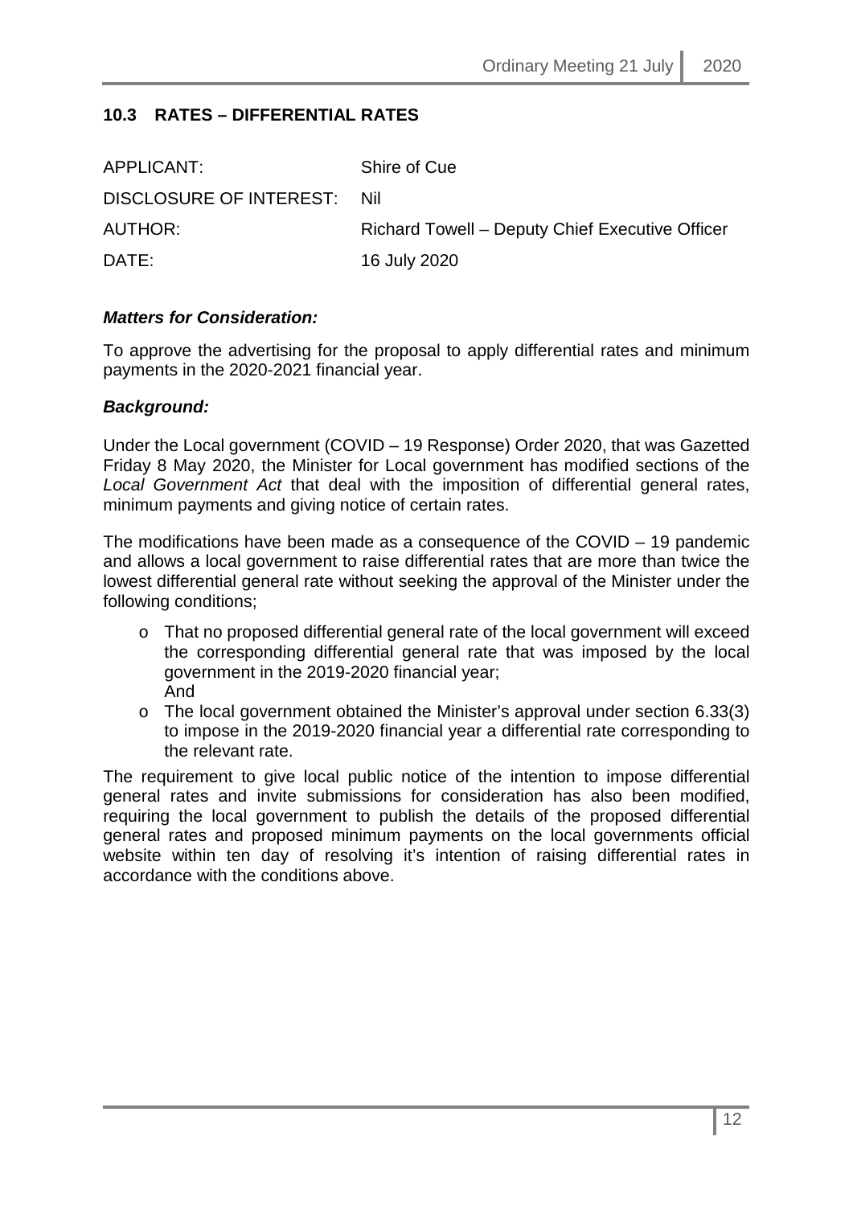## 10.3 RATES – DIFFERENTIAL RATES

| | |
|---|---|
| APPLICANT: | Shire of Cue |
| DISCLOSURE OF INTEREST: | Nil |
| AUTHOR: | Richard Towell – Deputy Chief Executive Officer |
| DATE: | 16 July 2020 |

***Matters for Consideration:***

To approve the advertising for the proposal to apply differential rates and minimum payments in the 2020-2021 financial year.

***Background:***

Under the Local government (COVID – 19 Response) Order 2020, that was Gazetted Friday 8 May 2020, the Minister for Local government has modified sections of the *Local Government Act* that deal with the imposition of differential general rates, minimum payments and giving notice of certain rates.

The modifications have been made as a consequence of the COVID – 19 pandemic and allows a local government to raise differential rates that are more than twice the lowest differential general rate without seeking the approval of the Minister under the following conditions;

- That no proposed differential general rate of the local government will exceed the corresponding differential general rate that was imposed by the local government in the 2019-2020 financial year;
  And
- The local government obtained the Minister's approval under section 6.33(3) to impose in the 2019-2020 financial year a differential rate corresponding to the relevant rate.

The requirement to give local public notice of the intention to impose differential general rates and invite submissions for consideration has also been modified, requiring the local government to publish the details of the proposed differential general rates and proposed minimum payments on the local governments official website within ten day of resolving it's intention of raising differential rates in accordance with the conditions above.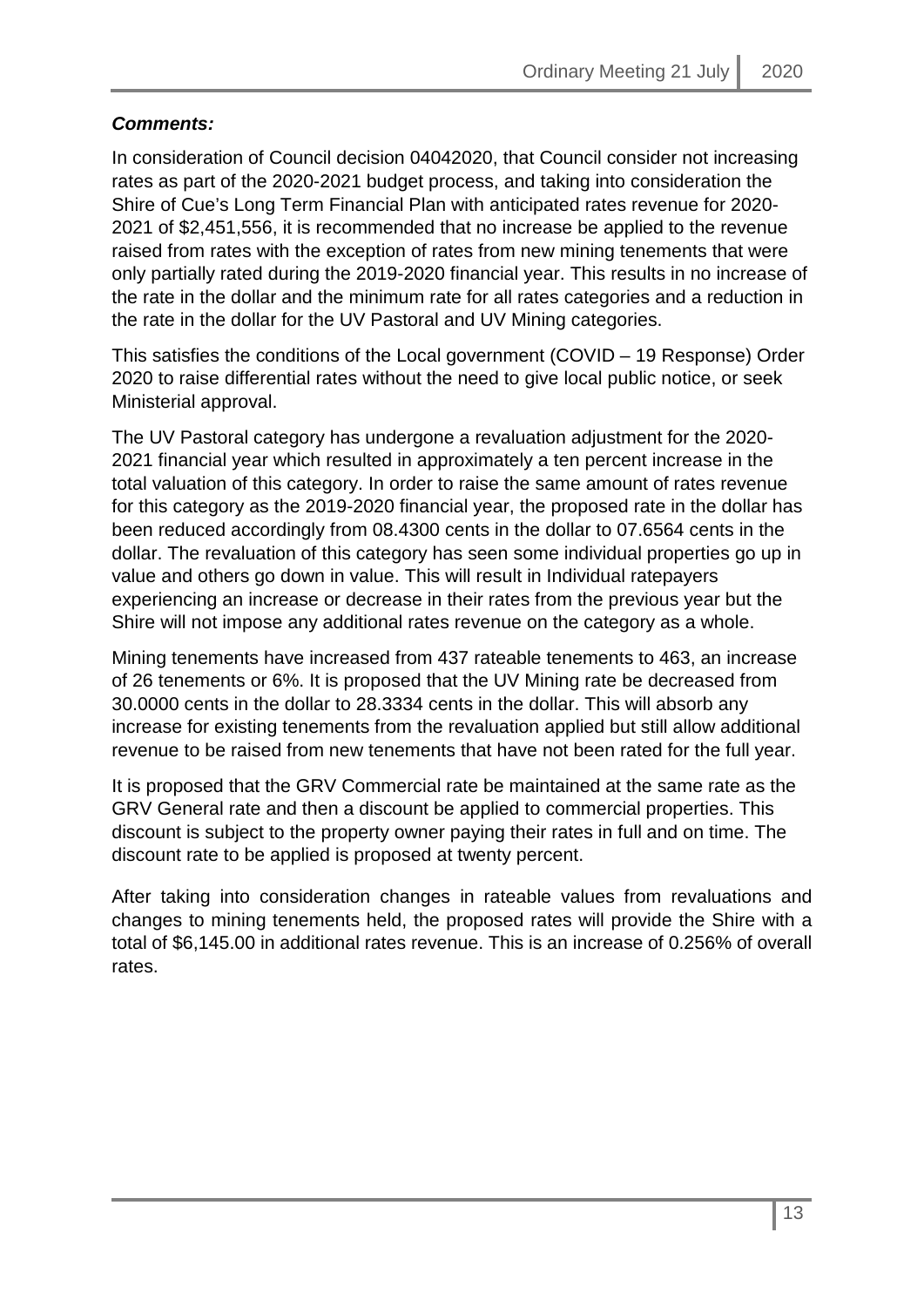***Comments:***

In consideration of Council decision 04042020, that Council consider not increasing rates as part of the 2020-2021 budget process, and taking into consideration the Shire of Cue's Long Term Financial Plan with anticipated rates revenue for 2020-2021 of $2,451,556, it is recommended that no increase be applied to the revenue raised from rates with the exception of rates from new mining tenements that were only partially rated during the 2019-2020 financial year. This results in no increase of the rate in the dollar and the minimum rate for all rates categories and a reduction in the rate in the dollar for the UV Pastoral and UV Mining categories.

This satisfies the conditions of the Local government (COVID – 19 Response) Order 2020 to raise differential rates without the need to give local public notice, or seek Ministerial approval.

The UV Pastoral category has undergone a revaluation adjustment for the 2020-2021 financial year which resulted in approximately a ten percent increase in the total valuation of this category. In order to raise the same amount of rates revenue for this category as the 2019-2020 financial year, the proposed rate in the dollar has been reduced accordingly from 08.4300 cents in the dollar to 07.6564 cents in the dollar. The revaluation of this category has seen some individual properties go up in value and others go down in value. This will result in Individual ratepayers experiencing an increase or decrease in their rates from the previous year but the Shire will not impose any additional rates revenue on the category as a whole.

Mining tenements have increased from 437 rateable tenements to 463, an increase of 26 tenements or 6%. It is proposed that the UV Mining rate be decreased from 30.0000 cents in the dollar to 28.3334 cents in the dollar. This will absorb any increase for existing tenements from the revaluation applied but still allow additional revenue to be raised from new tenements that have not been rated for the full year.

It is proposed that the GRV Commercial rate be maintained at the same rate as the GRV General rate and then a discount be applied to commercial properties. This discount is subject to the property owner paying their rates in full and on time. The discount rate to be applied is proposed at twenty percent.

After taking into consideration changes in rateable values from revaluations and changes to mining tenements held, the proposed rates will provide the Shire with a total of $6,145.00 in additional rates revenue. This is an increase of 0.256% of overall rates.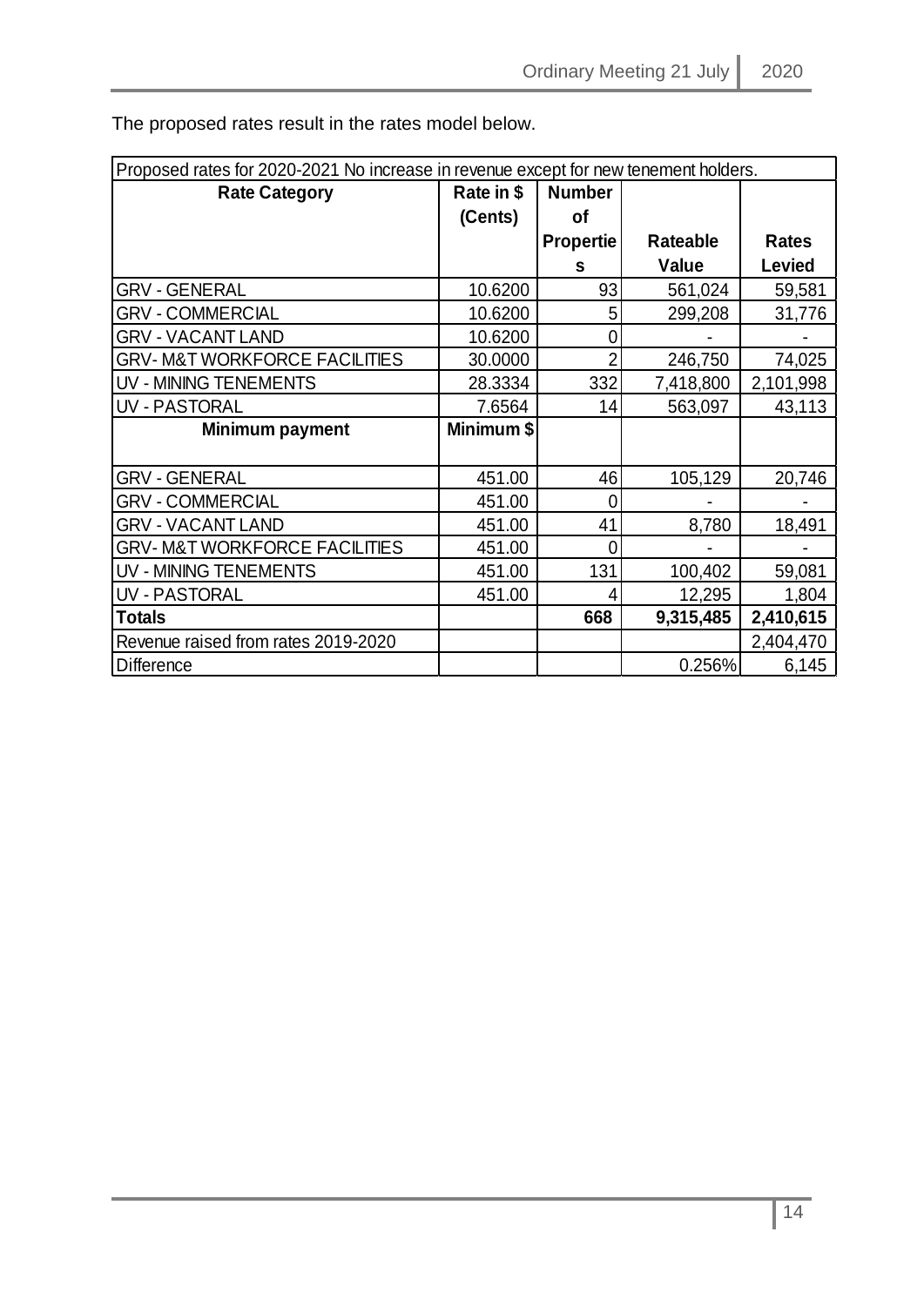The proposed rates result in the rates model below.

| Proposed rates for 2020-2021 No increase in revenue except for new tenement holders. | | | | |
|---|---|---|---|---|
| **Rate Category** | **Rate in $ (Cents)** | **Number of Properties** | **Rateable Value** | **Rates Levied** |
| GRV - GENERAL | 10.6200 | 93 | 561,024 | 59,581 |
| GRV - COMMERCIAL | 10.6200 | 5 | 299,208 | 31,776 |
| GRV - VACANT LAND | 10.6200 | 0 | - | - |
| GRV- M&T WORKFORCE FACILITIES | 30.0000 | 2 | 246,750 | 74,025 |
| UV - MINING TENEMENTS | 28.3334 | 332 | 7,418,800 | 2,101,998 |
| UV - PASTORAL | 7.6564 | 14 | 563,097 | 43,113 |
| **Minimum payment** | **Minimum $** | | | |
| GRV - GENERAL | 451.00 | 46 | 105,129 | 20,746 |
| GRV - COMMERCIAL | 451.00 | 0 | - | - |
| GRV - VACANT LAND | 451.00 | 41 | 8,780 | 18,491 |
| GRV- M&T WORKFORCE FACILITIES | 451.00 | 0 | - | - |
| UV - MINING TENEMENTS | 451.00 | 131 | 100,402 | 59,081 |
| UV - PASTORAL | 451.00 | 4 | 12,295 | 1,804 |
| **Totals** | | **668** | **9,315,485** | **2,410,615** |
| Revenue raised from rates 2019-2020 | | | | 2,404,470 |
| Difference | | | 0.256% | 6,145 |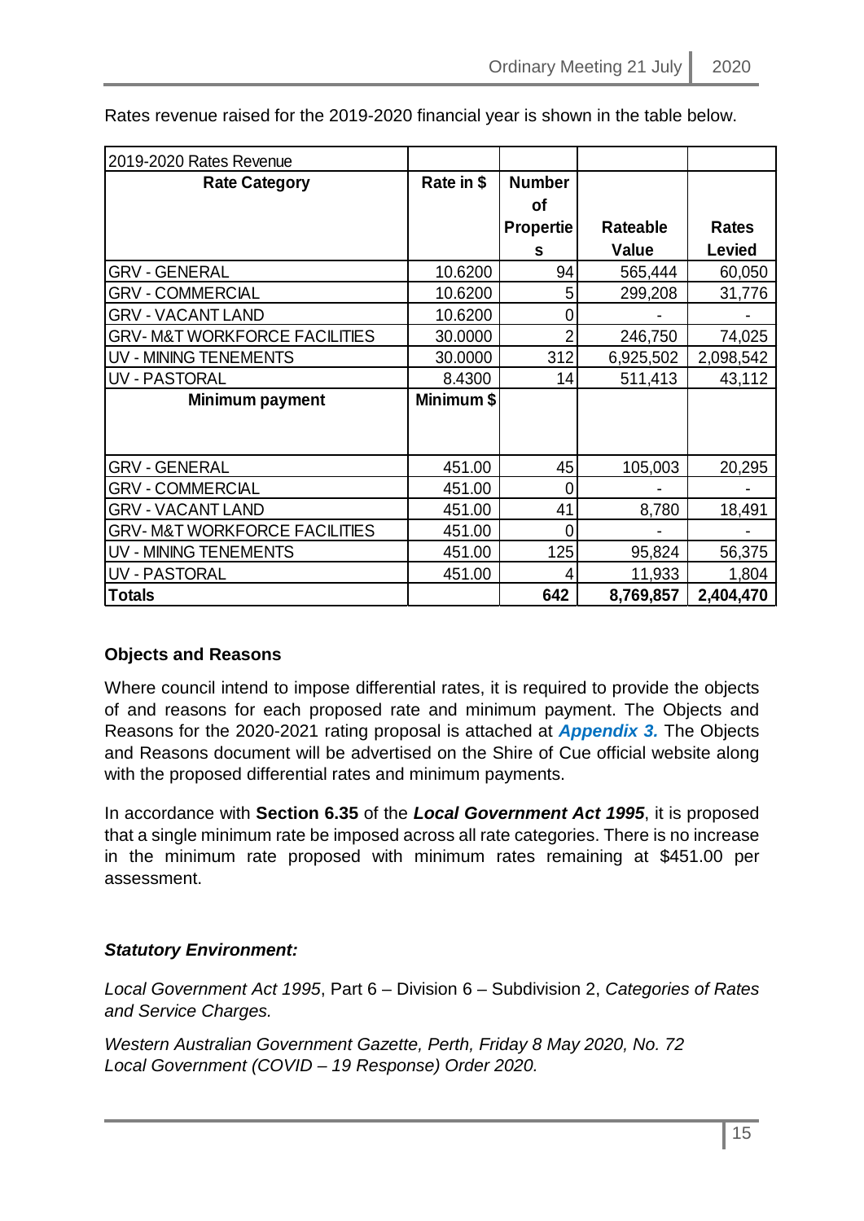Rates revenue raised for the 2019-2020 financial year is shown in the table below.

| 2019-2020 Rates Revenue | | | | |
|---|---|---|---|---|
| **Rate Category** | **Rate in $** | **Number of Properties** | **Rateable Value** | **Rates Levied** |
| GRV - GENERAL | 10.6200 | 94 | 565,444 | 60,050 |
| GRV - COMMERCIAL | 10.6200 | 5 | 299,208 | 31,776 |
| GRV - VACANT LAND | 10.6200 | 0 | - | - |
| GRV- M&T WORKFORCE FACILITIES | 30.0000 | 2 | 246,750 | 74,025 |
| UV - MINING TENEMENTS | 30.0000 | 312 | 6,925,502 | 2,098,542 |
| UV - PASTORAL | 8.4300 | 14 | 511,413 | 43,112 |
| **Minimum payment** | **Minimum $** | | | |
| GRV - GENERAL | 451.00 | 45 | 105,003 | 20,295 |
| GRV - COMMERCIAL | 451.00 | 0 | - | - |
| GRV - VACANT LAND | 451.00 | 41 | 8,780 | 18,491 |
| GRV- M&T WORKFORCE FACILITIES | 451.00 | 0 | - | - |
| UV - MINING TENEMENTS | 451.00 | 125 | 95,824 | 56,375 |
| UV - PASTORAL | 451.00 | 4 | 11,933 | 1,804 |
| **Totals** | | **642** | **8,769,857** | **2,404,470** |

**Objects and Reasons**

Where council intend to impose differential rates, it is required to provide the objects of and reasons for each proposed rate and minimum payment. The Objects and Reasons for the 2020-2021 rating proposal is attached at ***Appendix 3.*** The Objects and Reasons document will be advertised on the Shire of Cue official website along with the proposed differential rates and minimum payments.

In accordance with **Section 6.35** of the ***Local Government Act 1995***, it is proposed that a single minimum rate be imposed across all rate categories. There is no increase in the minimum rate proposed with minimum rates remaining at $451.00 per assessment.

***Statutory Environment:***

*Local Government Act 1995*, Part 6 – Division 6 – Subdivision 2, *Categories of Rates and Service Charges.*

*Western Australian Government Gazette, Perth, Friday 8 May 2020, No. 72*
*Local Government (COVID – 19 Response) Order 2020.*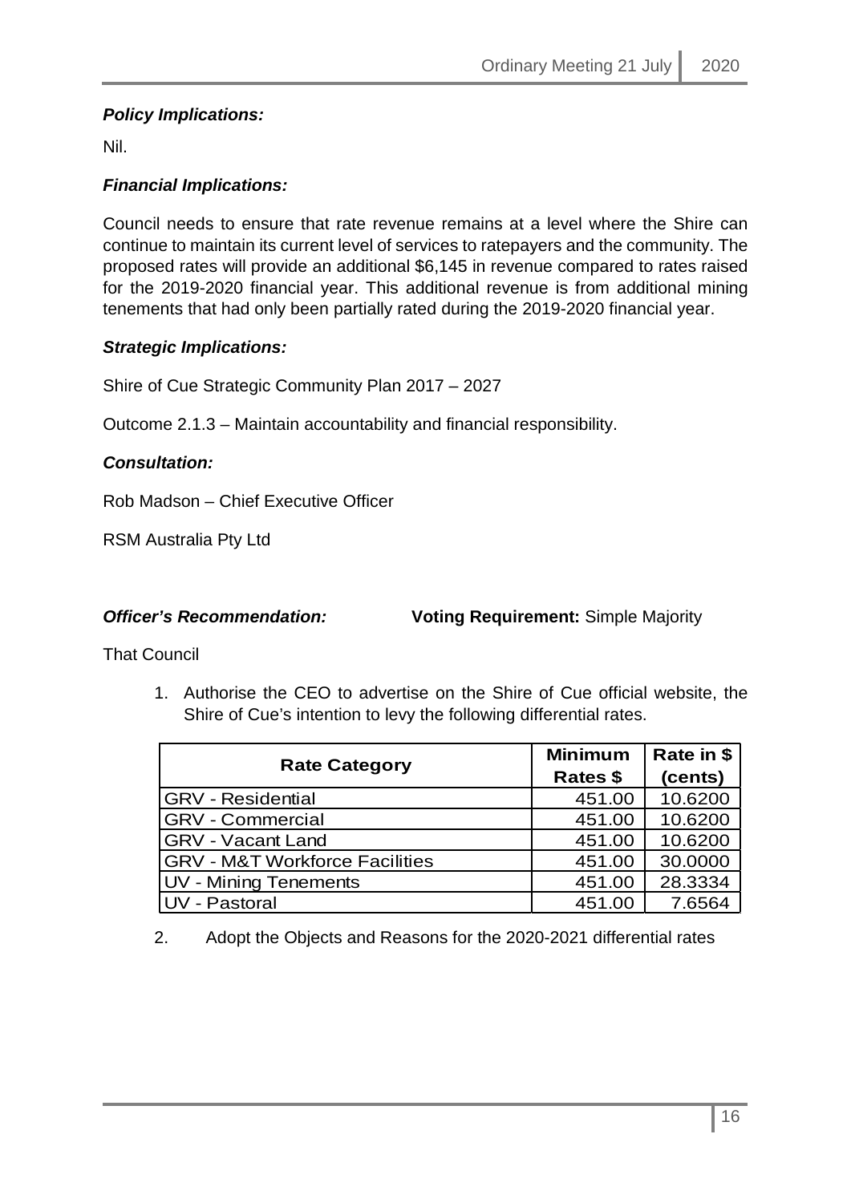***Policy Implications:***

Nil.

***Financial Implications:***

Council needs to ensure that rate revenue remains at a level where the Shire can continue to maintain its current level of services to ratepayers and the community. The proposed rates will provide an additional $6,145 in revenue compared to rates raised for the 2019-2020 financial year. This additional revenue is from additional mining tenements that had only been partially rated during the 2019-2020 financial year.

***Strategic Implications:***

Shire of Cue Strategic Community Plan 2017 – 2027

Outcome 2.1.3 – Maintain accountability and financial responsibility.

***Consultation:***

Rob Madson – Chief Executive Officer

RSM Australia Pty Ltd

***Officer's Recommendation:*** **Voting Requirement:** Simple Majority

That Council

1. Authorise the CEO to advertise on the Shire of Cue official website, the Shire of Cue's intention to levy the following differential rates.

| Rate Category | Minimum Rates $ | Rate in $ (cents) |
|---|---|---|
| GRV - Residential | 451.00 | 10.6200 |
| GRV - Commercial | 451.00 | 10.6200 |
| GRV - Vacant Land | 451.00 | 10.6200 |
| GRV - M&T Workforce Facilities | 451.00 | 30.0000 |
| UV - Mining Tenements | 451.00 | 28.3334 |
| UV - Pastoral | 451.00 | 7.6564 |

2. Adopt the Objects and Reasons for the 2020-2021 differential rates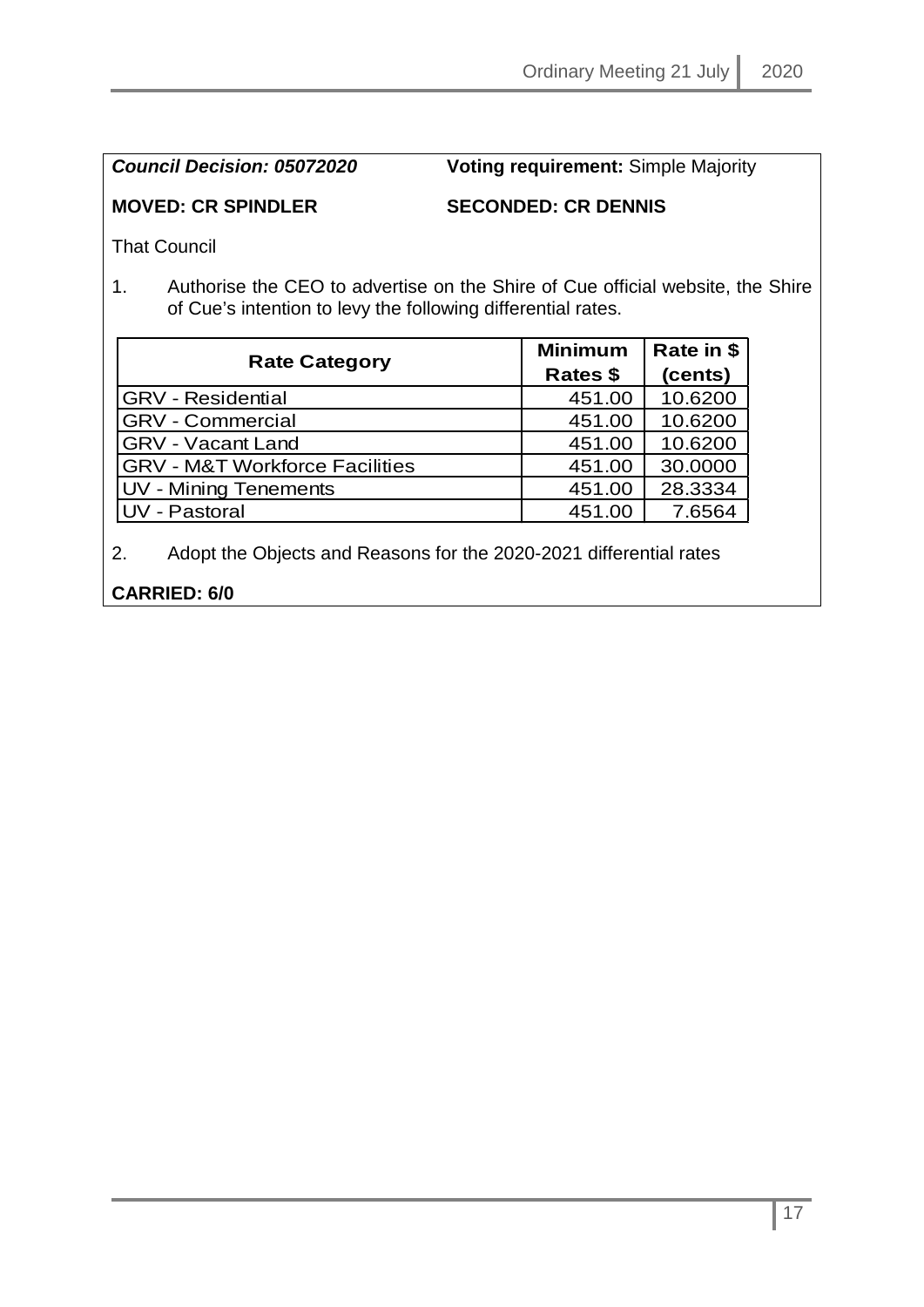***Council Decision: 05072020*** **Voting requirement:** Simple Majority

**MOVED: CR SPINDLER** **SECONDED: CR DENNIS**

That Council

1. Authorise the CEO to advertise on the Shire of Cue official website, the Shire of Cue's intention to levy the following differential rates.

| Rate Category | Minimum Rates $ | Rate in $ (cents) |
|---|---|---|
| GRV - Residential | 451.00 | 10.6200 |
| GRV - Commercial | 451.00 | 10.6200 |
| GRV - Vacant Land | 451.00 | 10.6200 |
| GRV - M&T Workforce Facilities | 451.00 | 30.0000 |
| UV - Mining Tenements | 451.00 | 28.3334 |
| UV - Pastoral | 451.00 | 7.6564 |

2. Adopt the Objects and Reasons for the 2020-2021 differential rates

**CARRIED: 6/0**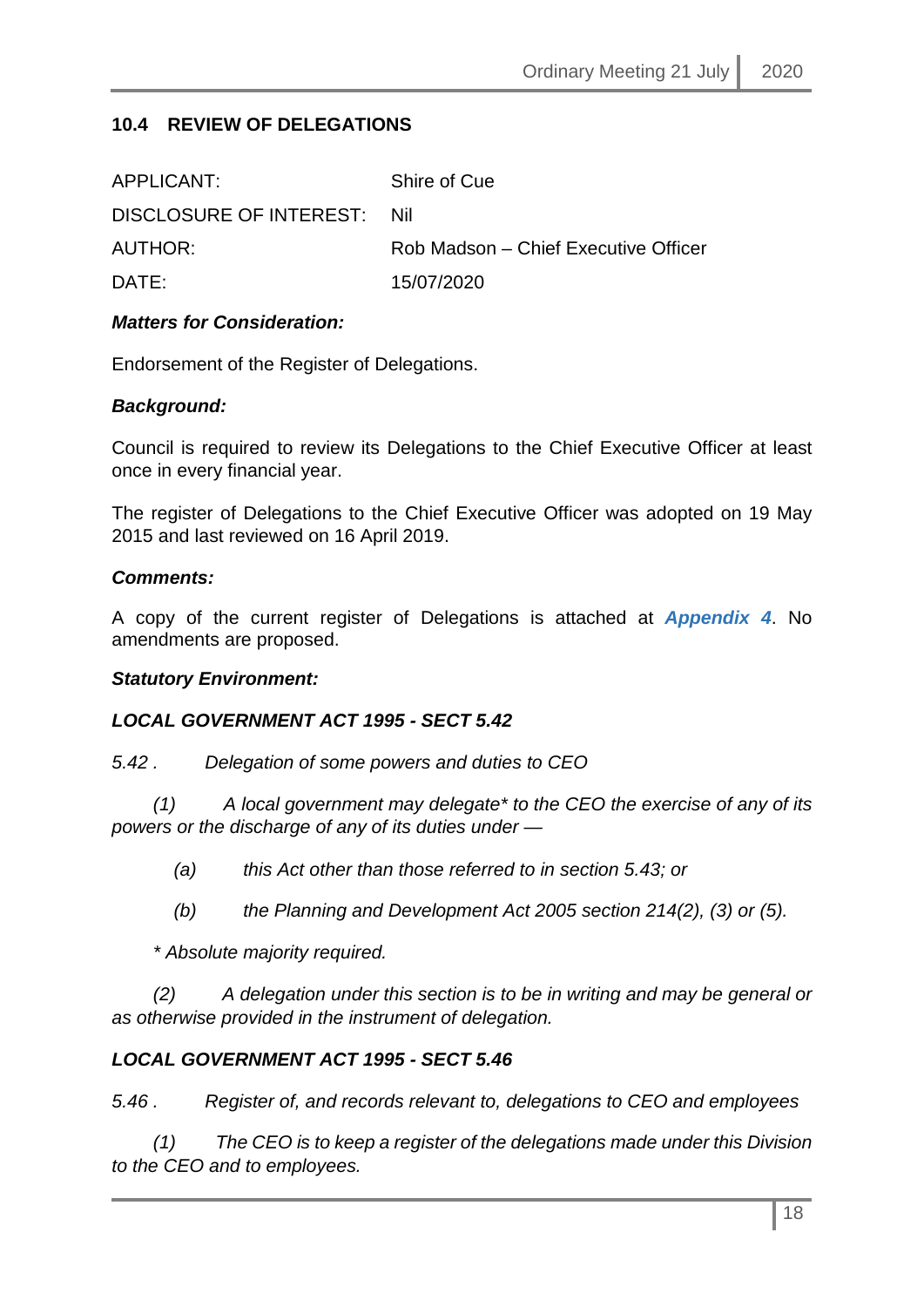## 10.4 REVIEW OF DELEGATIONS

| | |
|---|---|
| APPLICANT: | Shire of Cue |
| DISCLOSURE OF INTEREST: | Nil |
| AUTHOR: | Rob Madson – Chief Executive Officer |
| DATE: | 15/07/2020 |

***Matters for Consideration:***

Endorsement of the Register of Delegations.

***Background:***

Council is required to review its Delegations to the Chief Executive Officer at least once in every financial year.

The register of Delegations to the Chief Executive Officer was adopted on 19 May 2015 and last reviewed on 16 April 2019.

***Comments:***

A copy of the current register of Delegations is attached at ***Appendix 4***. No amendments are proposed.

***Statutory Environment:***

***LOCAL GOVERNMENT ACT 1995 - SECT 5.42***

*5.42 . Delegation of some powers and duties to CEO*

*(1) A local government may delegate\* to the CEO the exercise of any of its powers or the discharge of any of its duties under —*

*(a) this Act other than those referred to in section 5.43; or*

*(b) the Planning and Development Act 2005 section 214(2), (3) or (5).*

*\* Absolute majority required.*

*(2) A delegation under this section is to be in writing and may be general or as otherwise provided in the instrument of delegation.*

***LOCAL GOVERNMENT ACT 1995 - SECT 5.46***

*5.46 . Register of, and records relevant to, delegations to CEO and employees*

*(1) The CEO is to keep a register of the delegations made under this Division to the CEO and to employees.*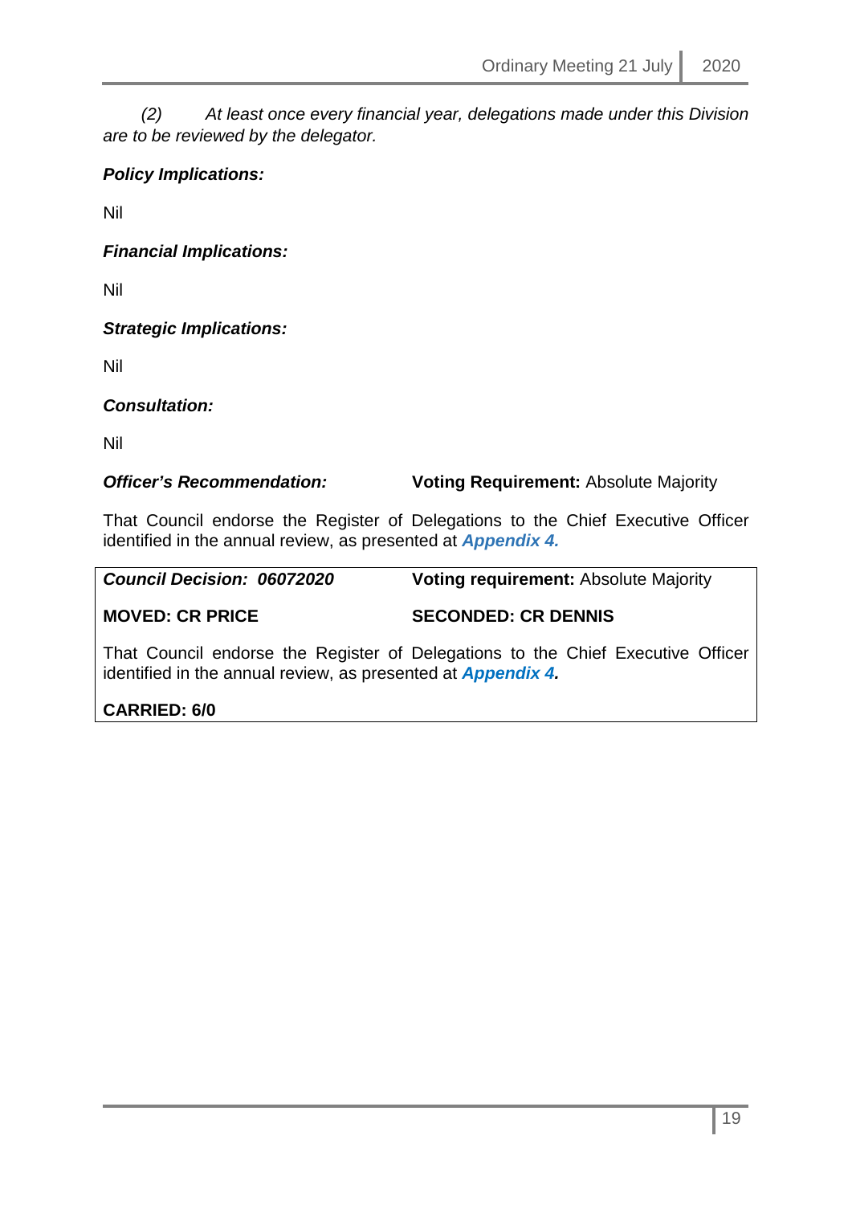*(2) At least once every financial year, delegations made under this Division are to be reviewed by the delegator.*

***Policy Implications:***

Nil

***Financial Implications:***

Nil

***Strategic Implications:***

Nil

***Consultation:***

Nil

***Officer's Recommendation:*** **Voting Requirement:** Absolute Majority

That Council endorse the Register of Delegations to the Chief Executive Officer identified in the annual review, as presented at ***Appendix 4.***

***Council Decision: 06072020*** **Voting requirement:** Absolute Majority

**MOVED: CR PRICE** **SECONDED: CR DENNIS**

That Council endorse the Register of Delegations to the Chief Executive Officer identified in the annual review, as presented at ***Appendix 4.***

**CARRIED: 6/0**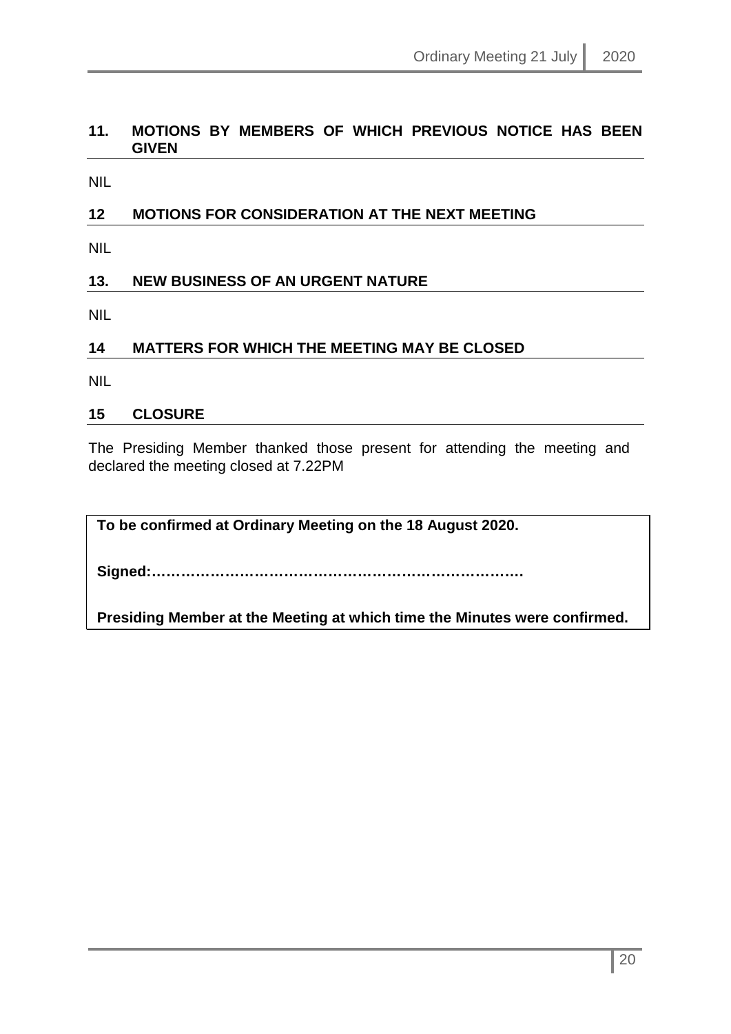## 11. MOTIONS BY MEMBERS OF WHICH PREVIOUS NOTICE HAS BEEN GIVEN

NIL

## 12 MOTIONS FOR CONSIDERATION AT THE NEXT MEETING

NIL

## 13. NEW BUSINESS OF AN URGENT NATURE

NIL

## 14 MATTERS FOR WHICH THE MEETING MAY BE CLOSED

NIL

## 15 CLOSURE

The Presiding Member thanked those present for attending the meeting and declared the meeting closed at 7.22PM

**To be confirmed at Ordinary Meeting on the 18 August 2020.**

**Signed:………………………………………………………………….**

**Presiding Member at the Meeting at which time the Minutes were confirmed.**